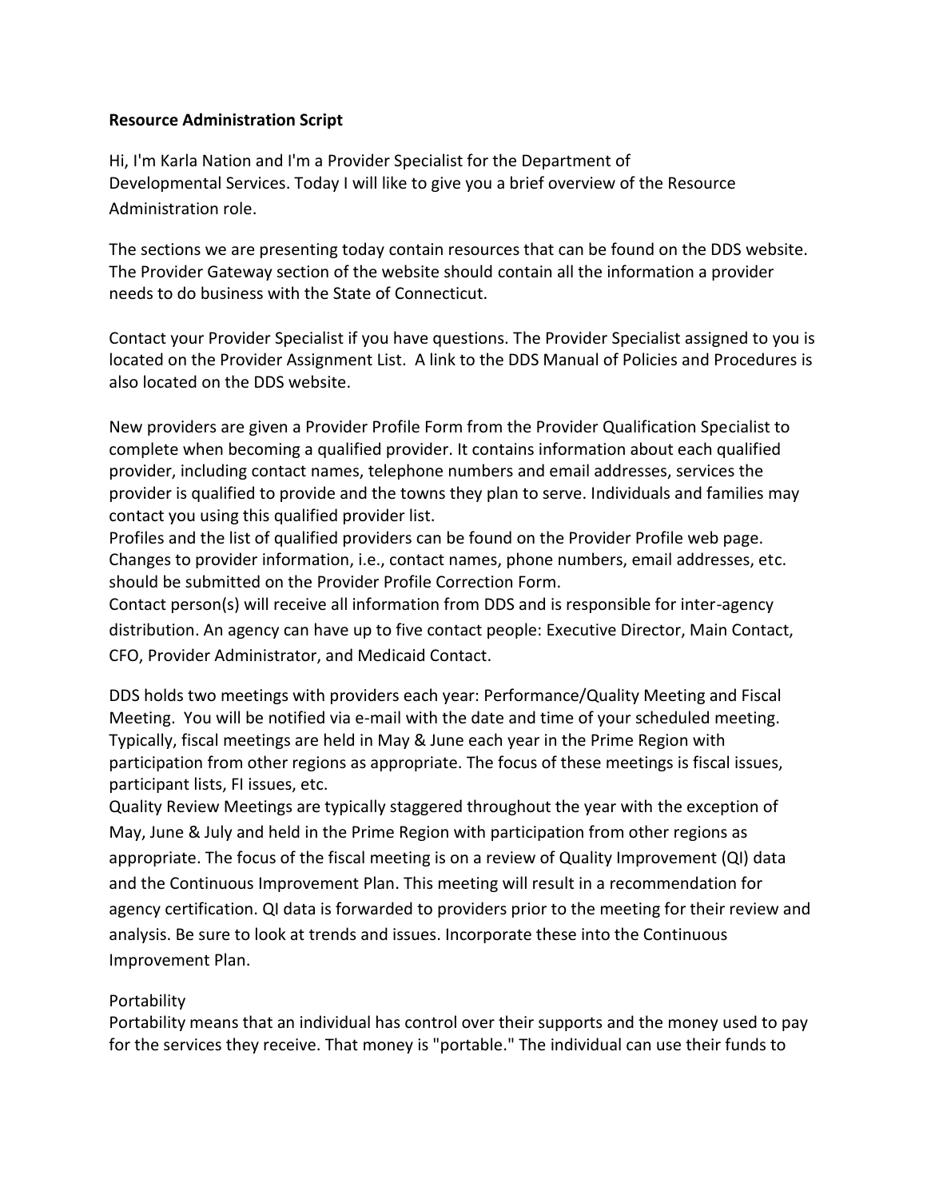**Resource Administration Script**

Hi, I'm Karla Nation and I'm a Provider Specialist for the Department of Developmental Services. Today I will like to give you a brief overview of the Resource Administration role.

The sections we are presenting today contain resources that can be found on the DDS website. The Provider Gateway section of the website should contain all the information a provider needs to do business with the State of Connecticut.

Contact your Provider Specialist if you have questions. The Provider Specialist assigned to you is located on the Provider Assignment List. A link to the DDS Manual of Policies and Procedures is also located on the DDS website.

New providers are given a Provider Profile Form from the Provider Qualification Specialist to complete when becoming a qualified provider. It contains information about each qualified provider, including contact names, telephone numbers and email addresses, services the provider is qualified to provide and the towns they plan to serve. Individuals and families may contact you using this qualified provider list.
Profiles and the list of qualified providers can be found on the Provider Profile web page. Changes to provider information, i.e., contact names, phone numbers, email addresses, etc. should be submitted on the Provider Profile Correction Form.
Contact person(s) will receive all information from DDS and is responsible for inter-agency distribution. An agency can have up to five contact people: Executive Director, Main Contact, CFO, Provider Administrator, and Medicaid Contact.

DDS holds two meetings with providers each year: Performance/Quality Meeting and Fiscal Meeting. You will be notified via e-mail with the date and time of your scheduled meeting. Typically, fiscal meetings are held in May & June each year in the Prime Region with participation from other regions as appropriate. The focus of these meetings is fiscal issues, participant lists, FI issues, etc.
Quality Review Meetings are typically staggered throughout the year with the exception of May, June & July and held in the Prime Region with participation from other regions as appropriate. The focus of the fiscal meeting is on a review of Quality Improvement (QI) data and the Continuous Improvement Plan. This meeting will result in a recommendation for agency certification. QI data is forwarded to providers prior to the meeting for their review and analysis. Be sure to look at trends and issues. Incorporate these into the Continuous Improvement Plan.

Portability
Portability means that an individual has control over their supports and the money used to pay for the services they receive. That money is "portable." The individual can use their funds to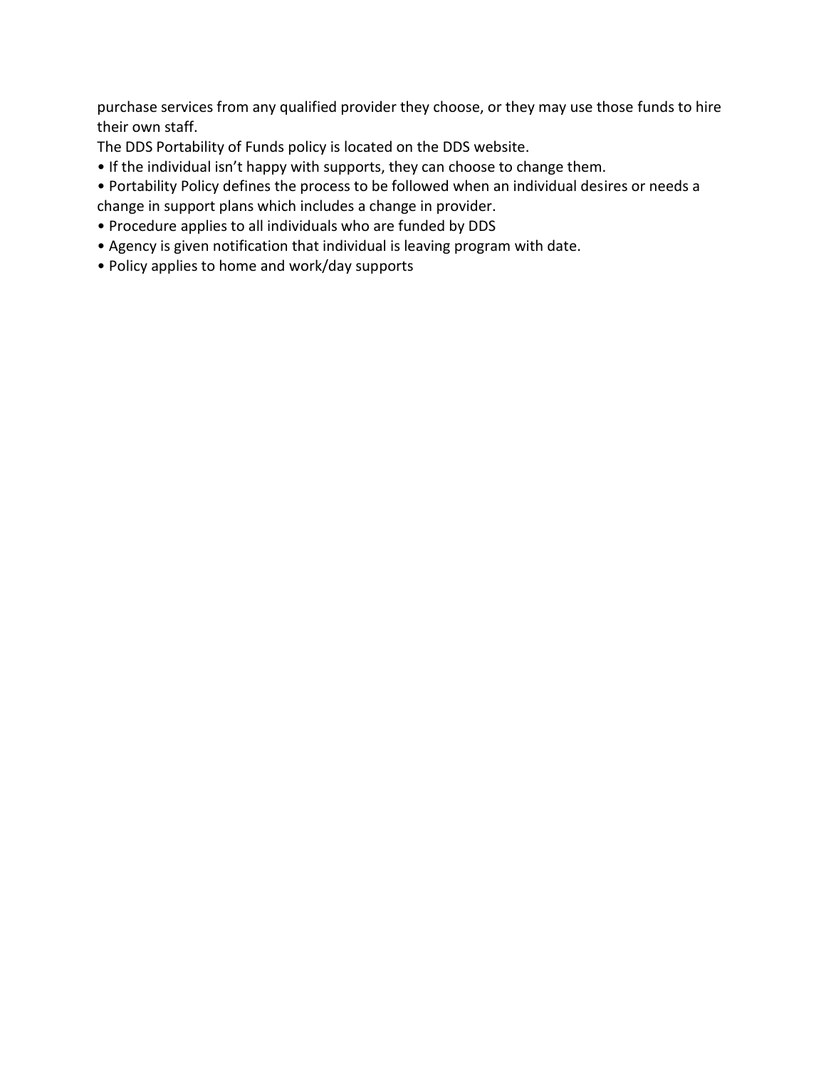purchase services from any qualified provider they choose, or they may use those funds to hire their own staff.

The DDS Portability of Funds policy is located on the DDS website.

- If the individual isn't happy with supports, they can choose to change them.
- Portability Policy defines the process to be followed when an individual desires or needs a change in support plans which includes a change in provider.
- Procedure applies to all individuals who are funded by DDS
- Agency is given notification that individual is leaving program with date.
- Policy applies to home and work/day supports